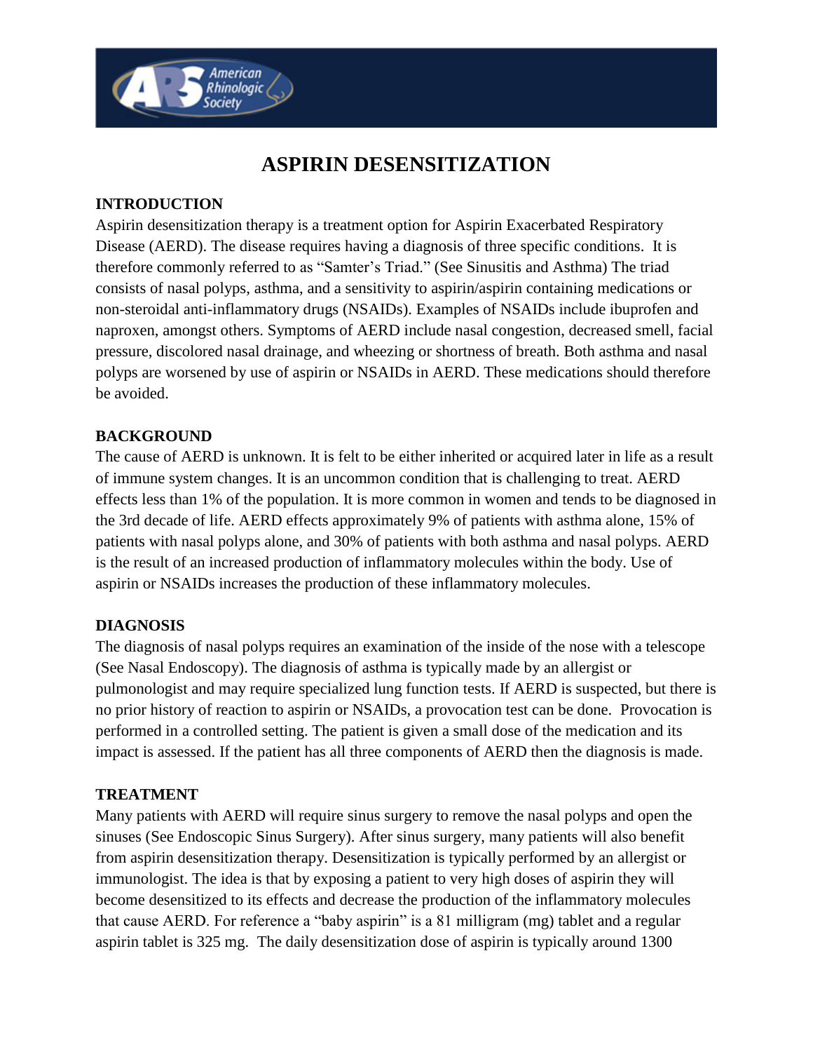# ASPIRIN DESENSITIZATION

## INTRODUCTION

Aspirin desensitization therapy is a treatment option for Aspirin Exacerbated Respiratory Disease (AERD). The disease requires having a diagnosis of three specific conditions. It is therefore commonly referred to as "Samter's Triad." (See Sinusitis and Asthma) The triad consists of nasal polyps, asthma, and a sensitivity to aspirin/aspirin containing medications or non-steroidal anti-inflammatory drugs (NSAIDs). Examples of NSAIDs include ibuprofen and naproxen, amongst others. Symptoms of AERD include nasal congestion, decreased smell, facial pressure, discolored nasal drainage, and wheezing or shortness of breath. Both asthma and nasal polyps are worsened by use of aspirin or NSAIDs in AERD. These medications should therefore be avoided.

## BACKGROUND

The cause of AERD is unknown. It is felt to be either inherited or acquired later in life as a result of immune system changes. It is an uncommon condition that is challenging to treat. AERD effects less than 1% of the population. It is more common in women and tends to be diagnosed in the 3rd decade of life. AERD effects approximately 9% of patients with asthma alone, 15% of patients with nasal polyps alone, and 30% of patients with both asthma and nasal polyps. AERD is the result of an increased production of inflammatory molecules within the body. Use of aspirin or NSAIDs increases the production of these inflammatory molecules.

## DIAGNOSIS

The diagnosis of nasal polyps requires an examination of the inside of the nose with a telescope (See Nasal Endoscopy). The diagnosis of asthma is typically made by an allergist or pulmonologist and may require specialized lung function tests. If AERD is suspected, but there is no prior history of reaction to aspirin or NSAIDs, a provocation test can be done. Provocation is performed in a controlled setting. The patient is given a small dose of the medication and its impact is assessed. If the patient has all three components of AERD then the diagnosis is made.

## TREATMENT

Many patients with AERD will require sinus surgery to remove the nasal polyps and open the sinuses (See Endoscopic Sinus Surgery). After sinus surgery, many patients will also benefit from aspirin desensitization therapy. Desensitization is typically performed by an allergist or immunologist. The idea is that by exposing a patient to very high doses of aspirin they will become desensitized to its effects and decrease the production of the inflammatory molecules that cause AERD. For reference a "baby aspirin" is a 81 milligram (mg) tablet and a regular aspirin tablet is 325 mg. The daily desensitization dose of aspirin is typically around 1300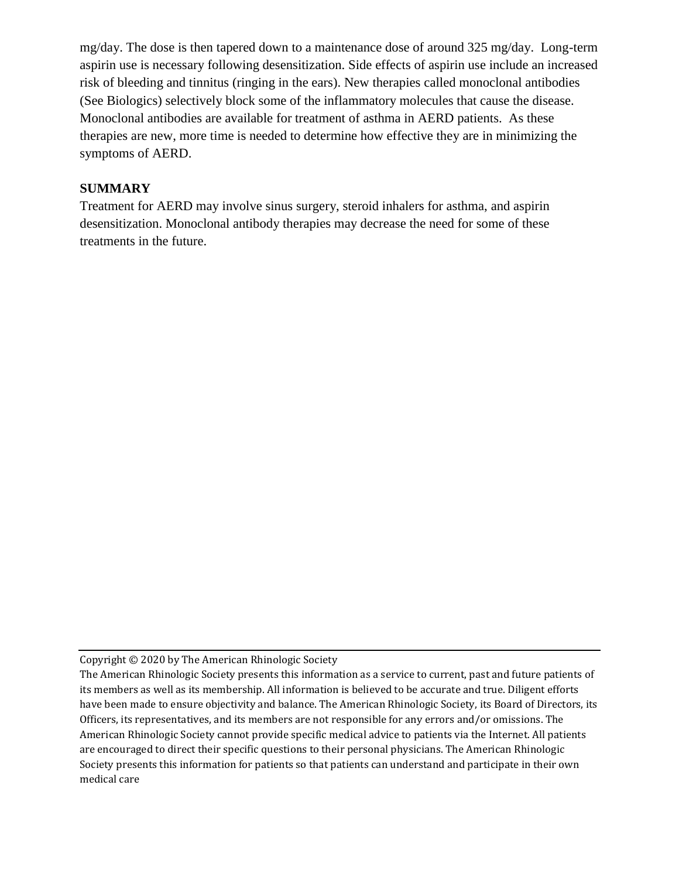mg/day. The dose is then tapered down to a maintenance dose of around 325 mg/day. Long-term aspirin use is necessary following desensitization. Side effects of aspirin use include an increased risk of bleeding and tinnitus (ringing in the ears). New therapies called monoclonal antibodies (See Biologics) selectively block some of the inflammatory molecules that cause the disease. Monoclonal antibodies are available for treatment of asthma in AERD patients. As these therapies are new, more time is needed to determine how effective they are in minimizing the symptoms of AERD.

**SUMMARY**

Treatment for AERD may involve sinus surgery, steroid inhalers for asthma, and aspirin desensitization. Monoclonal antibody therapies may decrease the need for some of these treatments in the future.

---

Copyright © 2020 by The American Rhinologic Society
The American Rhinologic Society presents this information as a service to current, past and future patients of its members as well as its membership. All information is believed to be accurate and true. Diligent efforts have been made to ensure objectivity and balance. The American Rhinologic Society, its Board of Directors, its Officers, its representatives, and its members are not responsible for any errors and/or omissions. The American Rhinologic Society cannot provide specific medical advice to patients via the Internet. All patients are encouraged to direct their specific questions to their personal physicians. The American Rhinologic Society presents this information for patients so that patients can understand and participate in their own medical care